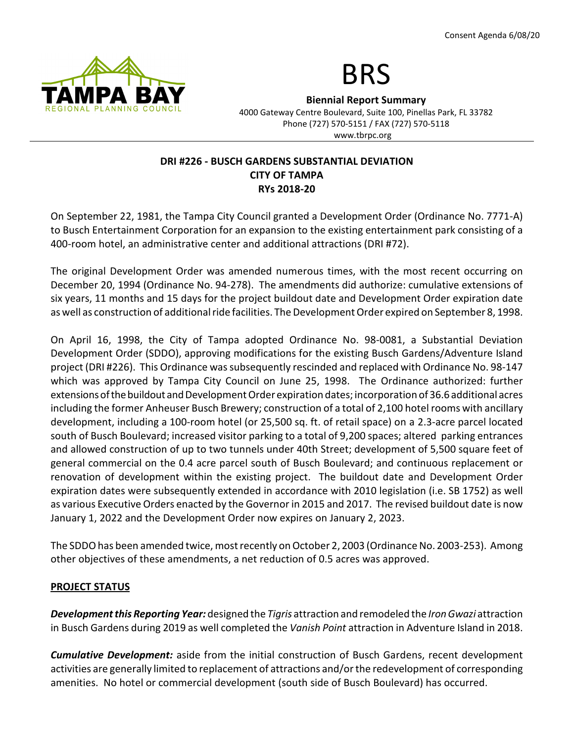Consent Agenda 6/08/20

TAMPA BAY REGIONAL PLANNING COUNCIL

# BRS

**Biennial Report Summary**
4000 Gateway Centre Boulevard, Suite 100, Pinellas Park, FL 33782
Phone (727) 570-5151 / FAX (727) 570-5118
www.tbrpc.org

## DRI #226 - BUSCH GARDENS SUBSTANTIAL DEVIATION
## CITY OF TAMPA
## RYs 2018-20

On September 22, 1981, the Tampa City Council granted a Development Order (Ordinance No. 7771-A) to Busch Entertainment Corporation for an expansion to the existing entertainment park consisting of a 400-room hotel, an administrative center and additional attractions (DRI #72).

The original Development Order was amended numerous times, with the most recent occurring on December 20, 1994 (Ordinance No. 94-278). The amendments did authorize: cumulative extensions of six years, 11 months and 15 days for the project buildout date and Development Order expiration date as well as construction of additional ride facilities. The Development Order expired on September 8, 1998.

On April 16, 1998, the City of Tampa adopted Ordinance No. 98-0081, a Substantial Deviation Development Order (SDDO), approving modifications for the existing Busch Gardens/Adventure Island project (DRI #226). This Ordinance was subsequently rescinded and replaced with Ordinance No. 98-147 which was approved by Tampa City Council on June 25, 1998. The Ordinance authorized: further extensions of the buildout and Development Order expiration dates; incorporation of 36.6 additional acres including the former Anheuser Busch Brewery; construction of a total of 2,100 hotel rooms with ancillary development, including a 100-room hotel (or 25,500 sq. ft. of retail space) on a 2.3-acre parcel located south of Busch Boulevard; increased visitor parking to a total of 9,200 spaces; altered parking entrances and allowed construction of up to two tunnels under 40th Street; development of 5,500 square feet of general commercial on the 0.4 acre parcel south of Busch Boulevard; and continuous replacement or renovation of development within the existing project. The buildout date and Development Order expiration dates were subsequently extended in accordance with 2010 legislation (i.e. SB 1752) as well as various Executive Orders enacted by the Governor in 2015 and 2017. The revised buildout date is now January 1, 2022 and the Development Order now expires on January 2, 2023.

The SDDO has been amended twice, most recently on October 2, 2003 (Ordinance No. 2003-253). Among other objectives of these amendments, a net reduction of 0.5 acres was approved.

### PROJECT STATUS

***Development this Reporting Year:*** designed the *Tigris* attraction and remodeled the *Iron Gwazi* attraction in Busch Gardens during 2019 as well completed the *Vanish Point* attraction in Adventure Island in 2018.

***Cumulative Development:*** aside from the initial construction of Busch Gardens, recent development activities are generally limited to replacement of attractions and/or the redevelopment of corresponding amenities. No hotel or commercial development (south side of Busch Boulevard) has occurred.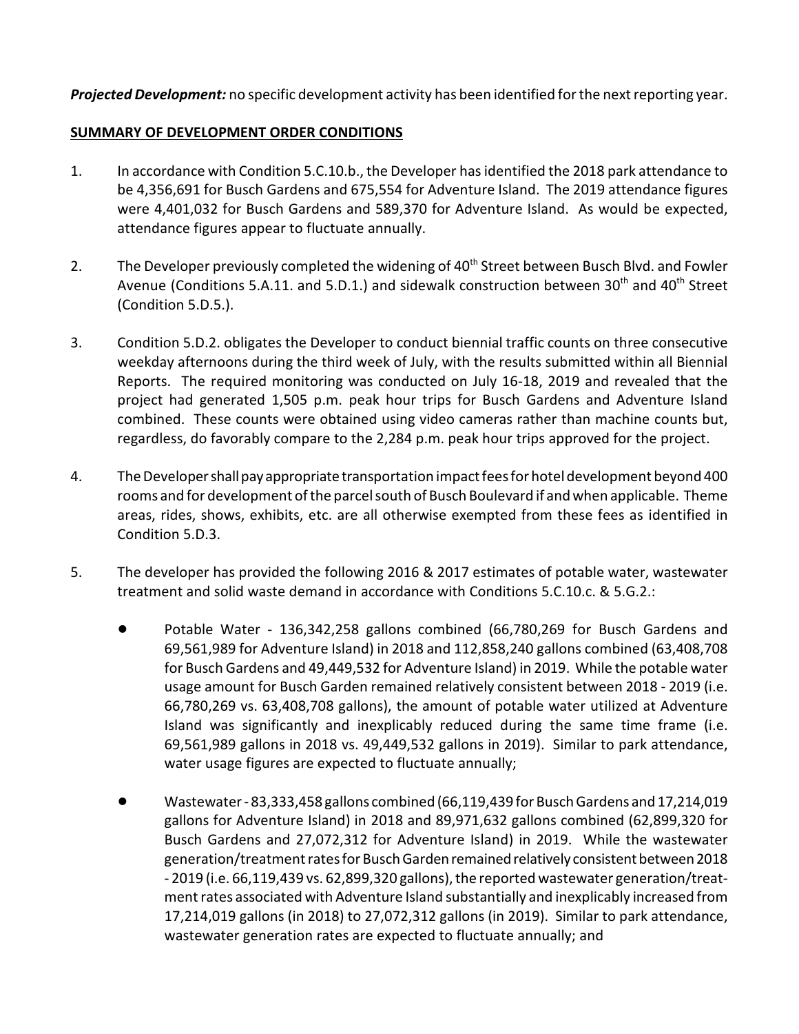***Projected Development:*** no specific development activity has been identified for the next reporting year.

**SUMMARY OF DEVELOPMENT ORDER CONDITIONS**

1. In accordance with Condition 5.C.10.b., the Developer has identified the 2018 park attendance to be 4,356,691 for Busch Gardens and 675,554 for Adventure Island. The 2019 attendance figures were 4,401,032 for Busch Gardens and 589,370 for Adventure Island. As would be expected, attendance figures appear to fluctuate annually.

2. The Developer previously completed the widening of 40th Street between Busch Blvd. and Fowler Avenue (Conditions 5.A.11. and 5.D.1.) and sidewalk construction between 30th and 40th Street (Condition 5.D.5.).

3. Condition 5.D.2. obligates the Developer to conduct biennial traffic counts on three consecutive weekday afternoons during the third week of July, with the results submitted within all Biennial Reports. The required monitoring was conducted on July 16-18, 2019 and revealed that the project had generated 1,505 p.m. peak hour trips for Busch Gardens and Adventure Island combined. These counts were obtained using video cameras rather than machine counts but, regardless, do favorably compare to the 2,284 p.m. peak hour trips approved for the project.

4. The Developer shall pay appropriate transportation impact fees for hotel development beyond 400 rooms and for development of the parcel south of Busch Boulevard if and when applicable. Theme areas, rides, shows, exhibits, etc. are all otherwise exempted from these fees as identified in Condition 5.D.3.

5. The developer has provided the following 2016 & 2017 estimates of potable water, wastewater treatment and solid waste demand in accordance with Conditions 5.C.10.c. & 5.G.2.:

   - Potable Water - 136,342,258 gallons combined (66,780,269 for Busch Gardens and 69,561,989 for Adventure Island) in 2018 and 112,858,240 gallons combined (63,408,708 for Busch Gardens and 49,449,532 for Adventure Island) in 2019. While the potable water usage amount for Busch Garden remained relatively consistent between 2018 - 2019 (i.e. 66,780,269 vs. 63,408,708 gallons), the amount of potable water utilized at Adventure Island was significantly and inexplicably reduced during the same time frame (i.e. 69,561,989 gallons in 2018 vs. 49,449,532 gallons in 2019). Similar to park attendance, water usage figures are expected to fluctuate annually;

   - Wastewater - 83,333,458 gallons combined (66,119,439 for Busch Gardens and 17,214,019 gallons for Adventure Island) in 2018 and 89,971,632 gallons combined (62,899,320 for Busch Gardens and 27,072,312 for Adventure Island) in 2019. While the wastewater generation/treatment rates for Busch Garden remained relatively consistent between 2018 - 2019 (i.e. 66,119,439 vs. 62,899,320 gallons), the reported wastewater generation/treatment rates associated with Adventure Island substantially and inexplicably increased from 17,214,019 gallons (in 2018) to 27,072,312 gallons (in 2019). Similar to park attendance, wastewater generation rates are expected to fluctuate annually; and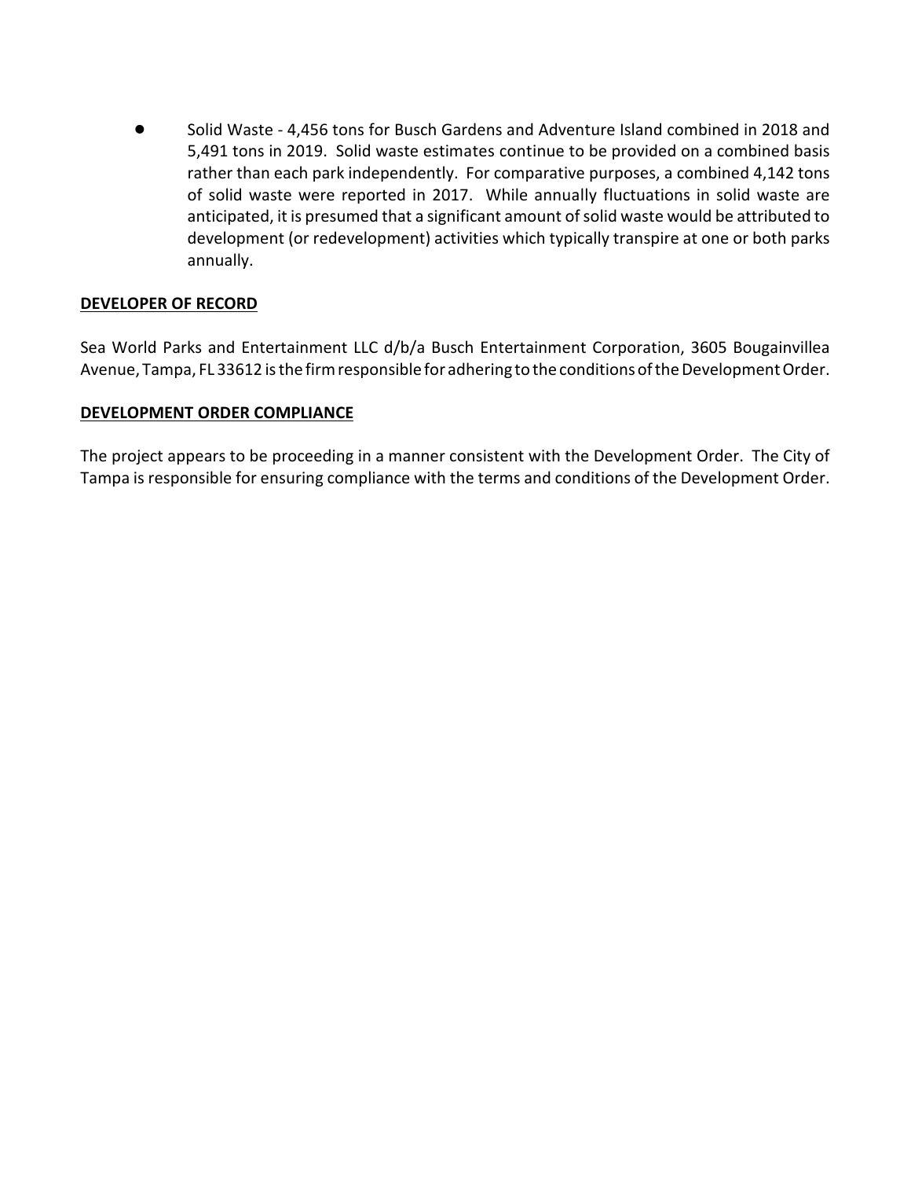- Solid Waste - 4,456 tons for Busch Gardens and Adventure Island combined in 2018 and 5,491 tons in 2019. Solid waste estimates continue to be provided on a combined basis rather than each park independently. For comparative purposes, a combined 4,142 tons of solid waste were reported in 2017. While annually fluctuations in solid waste are anticipated, it is presumed that a significant amount of solid waste would be attributed to development (or redevelopment) activities which typically transpire at one or both parks annually.

**DEVELOPER OF RECORD**

Sea World Parks and Entertainment LLC d/b/a Busch Entertainment Corporation, 3605 Bougainvillea Avenue, Tampa, FL 33612 is the firm responsible for adhering to the conditions of the Development Order.

**DEVELOPMENT ORDER COMPLIANCE**

The project appears to be proceeding in a manner consistent with the Development Order. The City of Tampa is responsible for ensuring compliance with the terms and conditions of the Development Order.